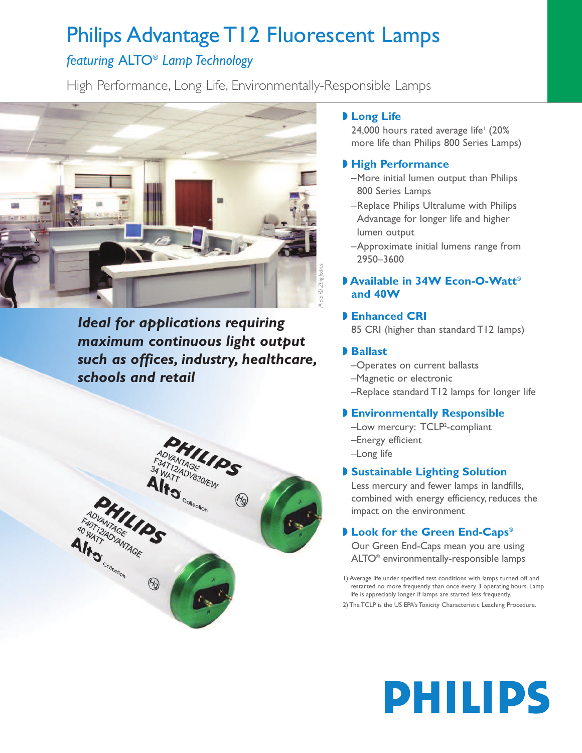# Philips Advantage T12 Fluorescent Lamps

*featuring ALTO® Lamp Technology*

High Performance, Long Life, Environmentally-Responsible Lamps

***Ideal for applications requiring maximum continuous light output such as offices, industry, healthcare, schools and retail***

### Long Life

24,000 hours rated average life[1] (20% more life than Philips 800 Series Lamps)

### High Performance

- More initial lumen output than Philips 800 Series Lamps
- Replace Philips Ultralume with Philips Advantage for longer life and higher lumen output
- Approximate initial lumens range from 2950–3600

### Available in 34W Econ-O-Watt® and 40W

### Enhanced CRI

85 CRI (higher than standard T12 lamps)

### Ballast

- Operates on current ballasts
- Magnetic or electronic
- Replace standard T12 lamps for longer life

### Environmentally Responsible

- Low mercury: TCLP[2]-compliant
- Energy efficient
- Long life

### Sustainable Lighting Solution

Less mercury and fewer lamps in landfills, combined with energy efficiency, reduces the impact on the environment

### Look for the Green End-Caps®

Our Green End-Caps mean you are using ALTO® environmentally-responsible lamps

1) Average life under specified test conditions with lamps turned off and restarted no more frequently than once every 3 operating hours. Lamp life is appreciably longer if lamps are started less frequently.

2) The TCLP is the US EPA's Toxicity Characteristic Leaching Procedure.

Photo © Zbig Jedrus.

PHILIPS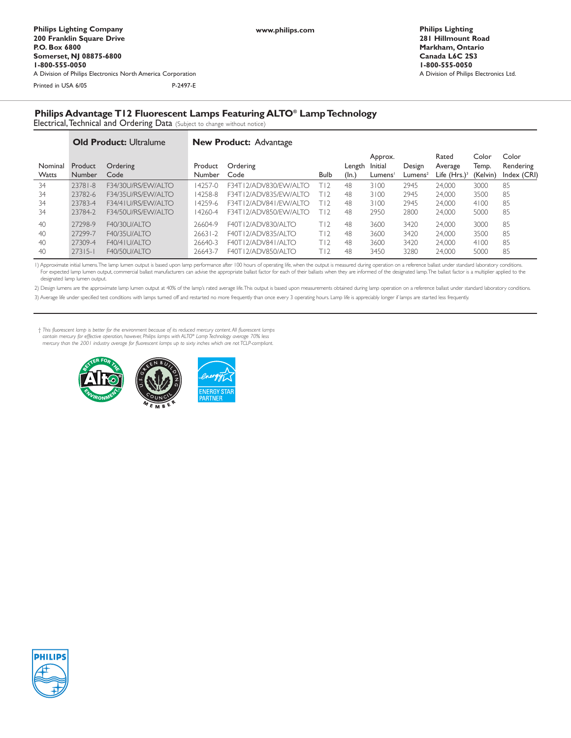**Philips Lighting Company**
**200 Franklin Square Drive**
**P.O. Box 6800**
**Somerset, NJ 08875-6800**
**1-800-555-0050**
A Division of Philips Electronics North America Corporation

Printed in USA 6/05 P-2497-E

**www.philips.com**

**Philips Lighting**
**281 Hillmount Road**
**Markham, Ontario**
**Canada L6C 2S3**
**1-800-555-0050**
A Division of Philips Electronics Ltd.

## Philips Advantage T12 Fluorescent Lamps Featuring ALTO® Lamp Technology

Electrical, Technical and Ordering Data (Subject to change without notice)

| | **Old Product:** Ultralume | | **New Product:** Advantage | | | | | | | | |
|---|---|---|---|---|---|---|---|---|---|---|---|
| Nominal Watts | Product Number | Ordering Code | Product Number | Ordering Code | Bulb | Length (In.) | Approx. Initial Lumens[1] | Design Lumens[2] | Rated Average Life (Hrs.)[3] | Color Temp. (Kelvin) | Color Rendering Index (CRI) |
| 34 | 23781-8 | F34/30U/RS/EW/ALTO | 14257-0 | F34T12/ADV830/EW/ALTO | T12 | 48 | 3100 | 2945 | 24,000 | 3000 | 85 |
| 34 | 23782-6 | F34/35U/RS/EW/ALTO | 14258-8 | F34T12/ADV835/EW/ALTO | T12 | 48 | 3100 | 2945 | 24,000 | 3500 | 85 |
| 34 | 23783-4 | F34/41U/RS/EW/ALTO | 14259-6 | F34T12/ADV841/EW/ALTO | T12 | 48 | 3100 | 2945 | 24,000 | 4100 | 85 |
| 34 | 23784-2 | F34/50U/RS/EW/ALTO | 14260-4 | F34T12/ADV850/EW/ALTO | T12 | 48 | 2950 | 2800 | 24,000 | 5000 | 85 |
| 40 | 27298-9 | F40/30U/ALTO | 26604-9 | F40T12/ADV830/ALTO | T12 | 48 | 3600 | 3420 | 24,000 | 3000 | 85 |
| 40 | 27299-7 | F40/35U/ALTO | 26631-2 | F40T12/ADV835/ALTO | T12 | 48 | 3600 | 3420 | 24,000 | 3500 | 85 |
| 40 | 27309-4 | F40/41U/ALTO | 26640-3 | F40T12/ADV841/ALTO | T12 | 48 | 3600 | 3420 | 24,000 | 4100 | 85 |
| 40 | 27315-1 | F40/50U/ALTO | 26643-7 | F40T12/ADV850/ALTO | T12 | 48 | 3450 | 3280 | 24,000 | 5000 | 85 |

1) Approximate initial lumens. The lamp lumen output is based upon lamp performance after 100 hours of operating life, when the output is measured during operation on a reference ballast under standard laboratory conditions. For expected lamp lumen output, commercial ballast manufacturers can advise the appropriate ballast factor for each of their ballasts when they are informed of the designated lamp. The ballast factor is a multiplier applied to the designated lamp lumen output.

2) Design lumens are the approximate lamp lumen output at 40% of the lamp's rated average life. This output is based upon measurements obtained during lamp operation on a reference ballast under standard laboratory conditions.

3) Average life under specified test conditions with lamps turned off and restarted no more frequently than once every 3 operating hours. Lamp life is appreciably longer if lamps are started less frequently.

† *This fluorescent lamp is better for the environment because of its reduced mercury content. All fluorescent lamps contain mercury for effective operation, however, Philips lamps with ALTO® Lamp Technology average 70% less mercury than the 2001 industry average for fluorescent lamps up to sixty inches which are not TCLP-compliant.*

BETTER FOR THE ENVIRONMENT Alto®

U.S. GREEN BUILDING COUNCIL MEMBER

ENERGY STAR PARTNER

PHILIPS